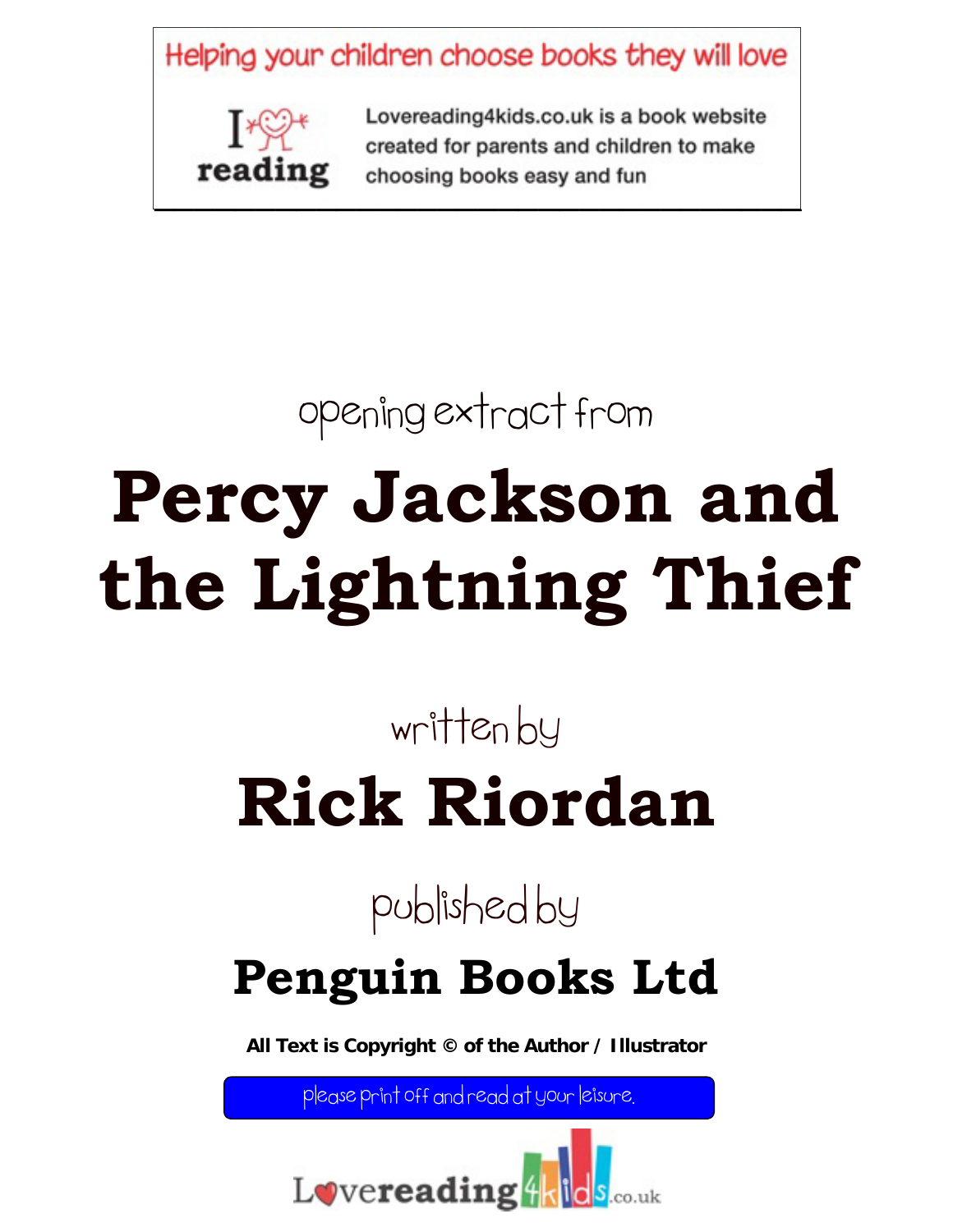Helping your children choose books they will love

I ♥ reading

Lovereading4kids.co.uk is a book website created for parents and children to make choosing books easy and fun

opening extract from

# Percy Jackson and the Lightning Thief

written by

## Rick Riordan

published by

## Penguin Books Ltd

**All Text is Copyright © of the Author / Illustrator**

please print off and read at your leisure.

Lovereading4kids.co.uk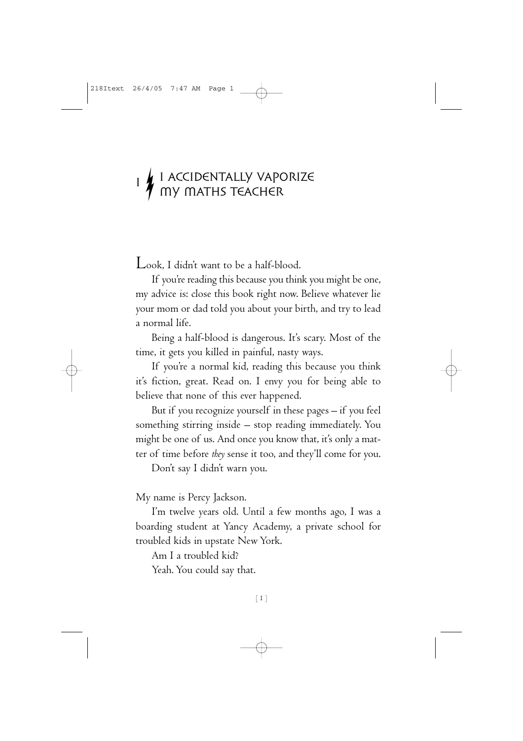# 1 I ACCIDENTALLY VAPORIZE MY MATHS TEACHER

Look, I didn't want to be a half-blood.

If you're reading this because you think you might be one, my advice is: close this book right now. Believe whatever lie your mom or dad told you about your birth, and try to lead a normal life.

Being a half-blood is dangerous. It's scary. Most of the time, it gets you killed in painful, nasty ways.

If you're a normal kid, reading this because you think it's fiction, great. Read on. I envy you for being able to believe that none of this ever happened.

But if you recognize yourself in these pages – if you feel something stirring inside – stop reading immediately. You might be one of us. And once you know that, it's only a matter of time before *they* sense it too, and they'll come for you.

Don't say I didn't warn you.

My name is Percy Jackson.

I'm twelve years old. Until a few months ago, I was a boarding student at Yancy Academy, a private school for troubled kids in upstate New York.

Am I a troubled kid?

Yeah. You could say that.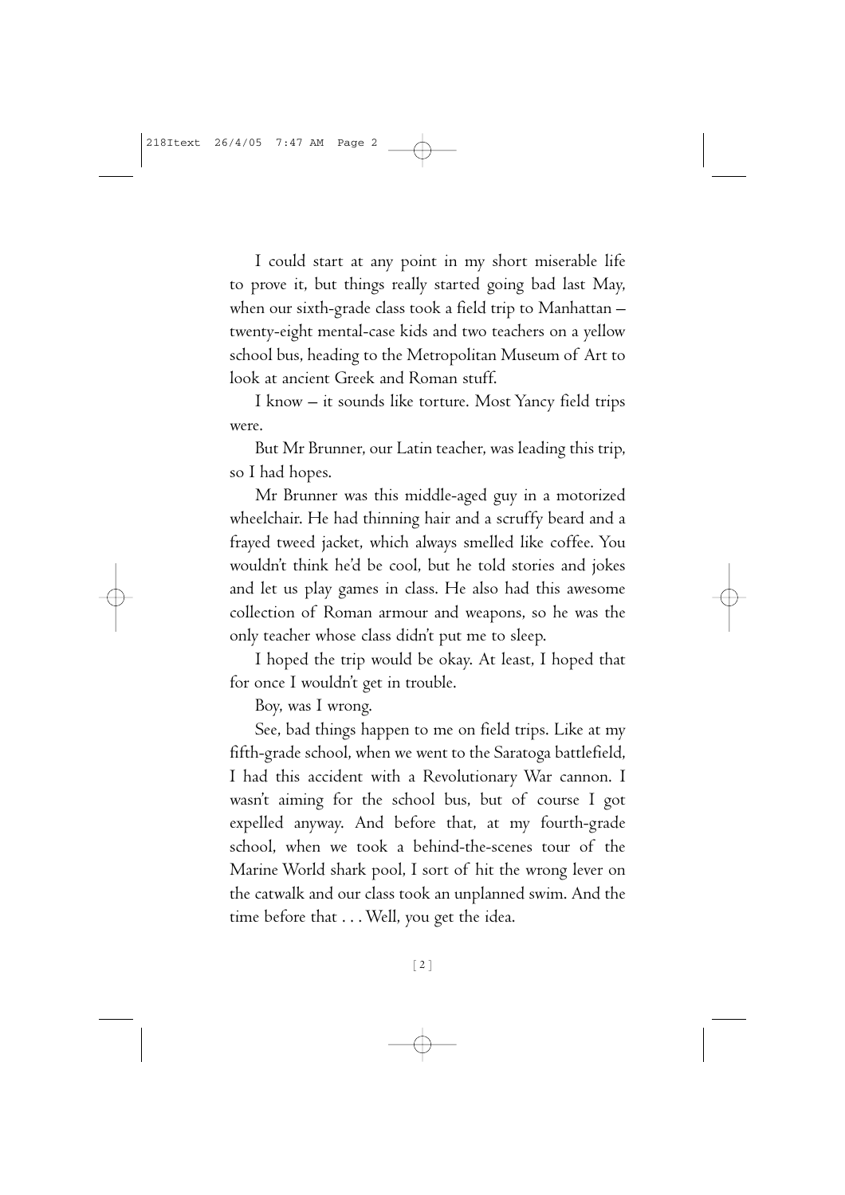I could start at any point in my short miserable life to prove it, but things really started going bad last May, when our sixth-grade class took a field trip to Manhattan – twenty-eight mental-case kids and two teachers on a yellow school bus, heading to the Metropolitan Museum of Art to look at ancient Greek and Roman stuff.

I know – it sounds like torture. Most Yancy field trips were.

But Mr Brunner, our Latin teacher, was leading this trip, so I had hopes.

Mr Brunner was this middle-aged guy in a motorized wheelchair. He had thinning hair and a scruffy beard and a frayed tweed jacket, which always smelled like coffee. You wouldn't think he'd be cool, but he told stories and jokes and let us play games in class. He also had this awesome collection of Roman armour and weapons, so he was the only teacher whose class didn't put me to sleep.

I hoped the trip would be okay. At least, I hoped that for once I wouldn't get in trouble.

Boy, was I wrong.

See, bad things happen to me on field trips. Like at my fifth-grade school, when we went to the Saratoga battlefield, I had this accident with a Revolutionary War cannon. I wasn't aiming for the school bus, but of course I got expelled anyway. And before that, at my fourth-grade school, when we took a behind-the-scenes tour of the Marine World shark pool, I sort of hit the wrong lever on the catwalk and our class took an unplanned swim. And the time before that . . . Well, you get the idea.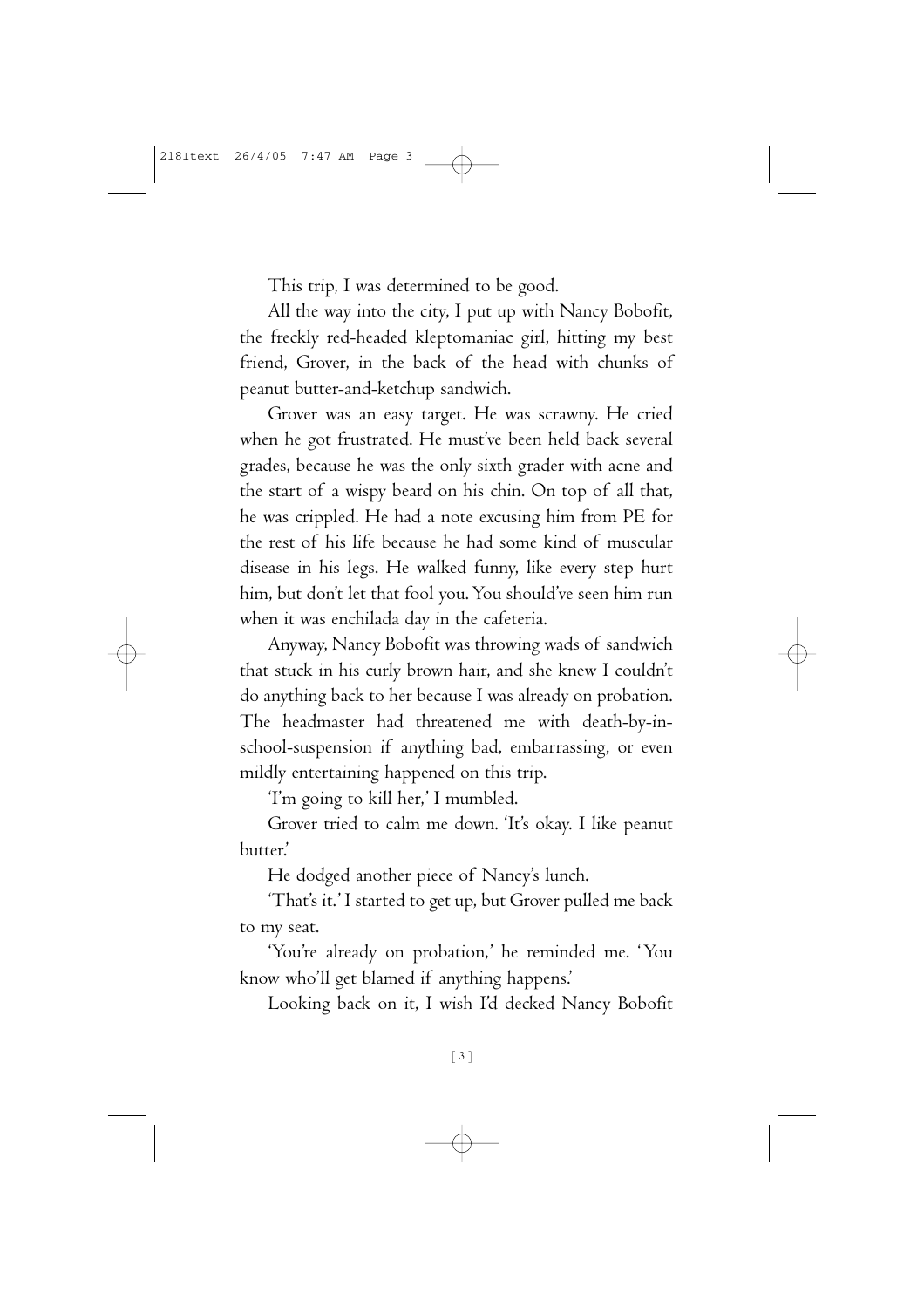This trip, I was determined to be good.

All the way into the city, I put up with Nancy Bobofit, the freckly red-headed kleptomaniac girl, hitting my best friend, Grover, in the back of the head with chunks of peanut butter-and-ketchup sandwich.

Grover was an easy target. He was scrawny. He cried when he got frustrated. He must've been held back several grades, because he was the only sixth grader with acne and the start of a wispy beard on his chin. On top of all that, he was crippled. He had a note excusing him from PE for the rest of his life because he had some kind of muscular disease in his legs. He walked funny, like every step hurt him, but don't let that fool you. You should've seen him run when it was enchilada day in the cafeteria.

Anyway, Nancy Bobofit was throwing wads of sandwich that stuck in his curly brown hair, and she knew I couldn't do anything back to her because I was already on probation. The headmaster had threatened me with death-by-in-school-suspension if anything bad, embarrassing, or even mildly entertaining happened on this trip.

'I'm going to kill her,' I mumbled.

Grover tried to calm me down. 'It's okay. I like peanut butter.'

He dodged another piece of Nancy's lunch.

'That's it.' I started to get up, but Grover pulled me back to my seat.

'You're already on probation,' he reminded me. 'You know who'll get blamed if anything happens.'

Looking back on it, I wish I'd decked Nancy Bobofit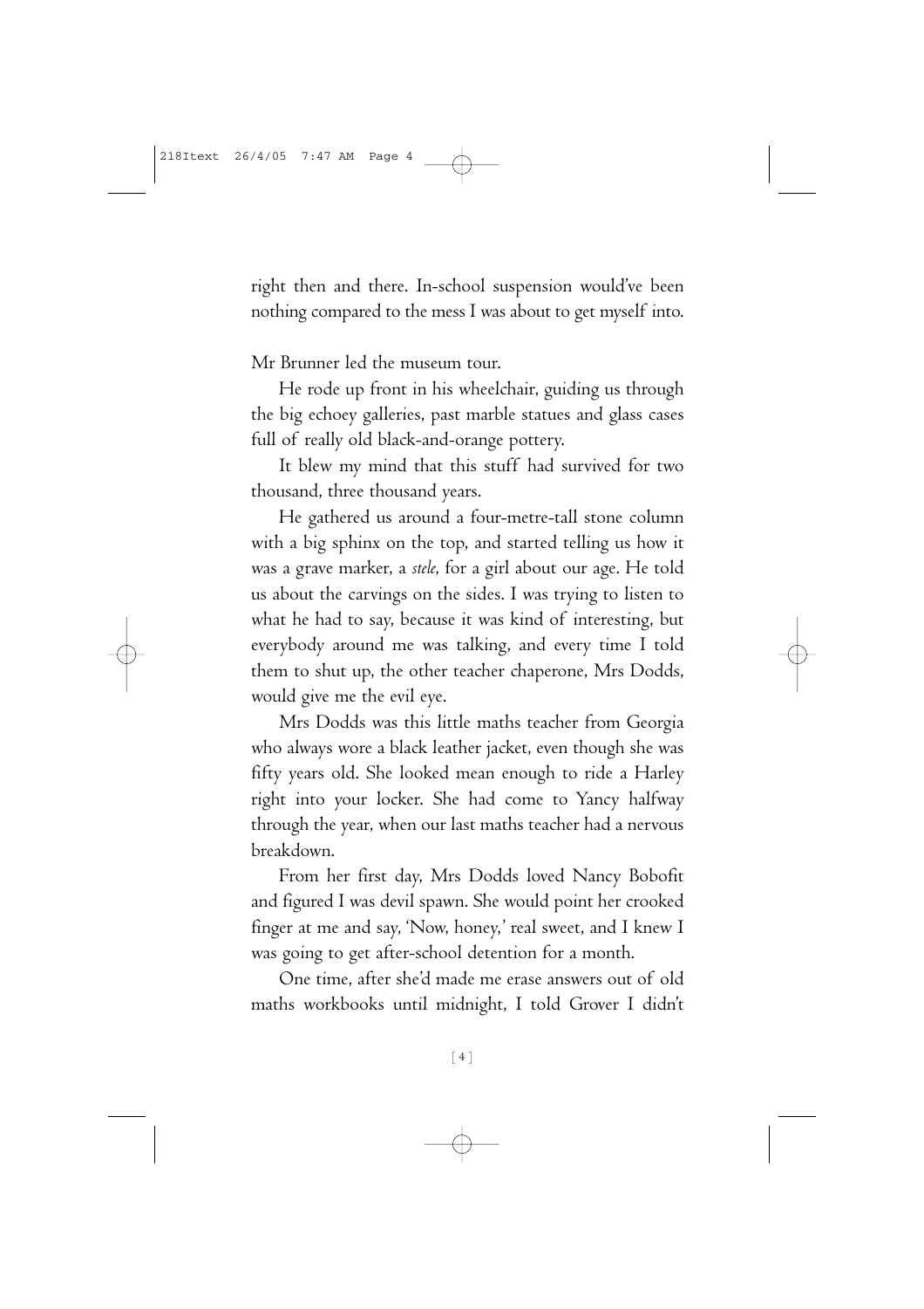right then and there. In-school suspension would've been nothing compared to the mess I was about to get myself into.

Mr Brunner led the museum tour.

He rode up front in his wheelchair, guiding us through the big echoey galleries, past marble statues and glass cases full of really old black-and-orange pottery.

It blew my mind that this stuff had survived for two thousand, three thousand years.

He gathered us around a four-metre-tall stone column with a big sphinx on the top, and started telling us how it was a grave marker, a *stele*, for a girl about our age. He told us about the carvings on the sides. I was trying to listen to what he had to say, because it was kind of interesting, but everybody around me was talking, and every time I told them to shut up, the other teacher chaperone, Mrs Dodds, would give me the evil eye.

Mrs Dodds was this little maths teacher from Georgia who always wore a black leather jacket, even though she was fifty years old. She looked mean enough to ride a Harley right into your locker. She had come to Yancy halfway through the year, when our last maths teacher had a nervous breakdown.

From her first day, Mrs Dodds loved Nancy Bobofit and figured I was devil spawn. She would point her crooked finger at me and say, 'Now, honey,' real sweet, and I knew I was going to get after-school detention for a month.

One time, after she'd made me erase answers out of old maths workbooks until midnight, I told Grover I didn't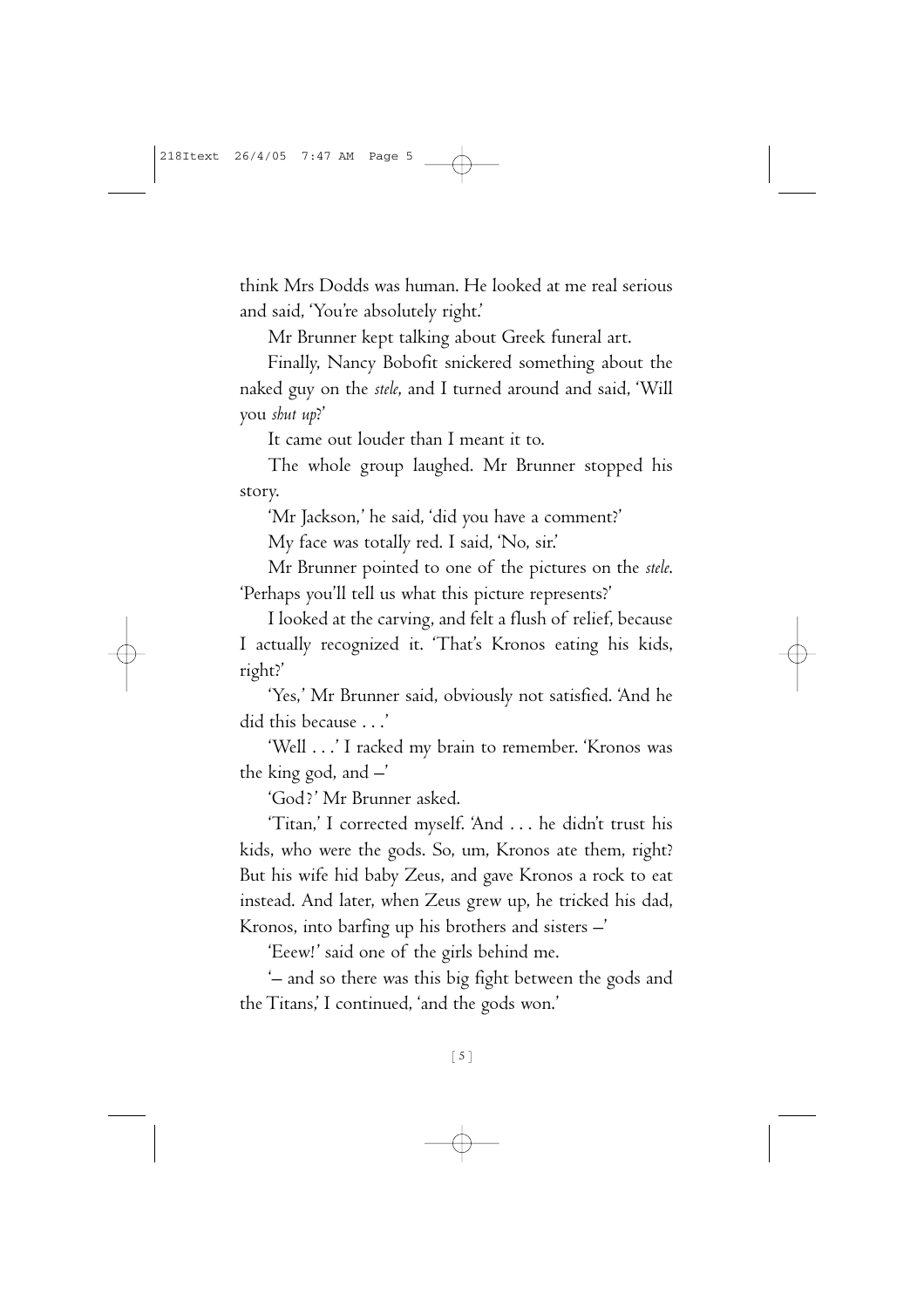think Mrs Dodds was human. He looked at me real serious and said, 'You're absolutely right.'

Mr Brunner kept talking about Greek funeral art.

Finally, Nancy Bobofit snickered something about the naked guy on the *stele*, and I turned around and said, 'Will you *shut up*?'

It came out louder than I meant it to.

The whole group laughed. Mr Brunner stopped his story.

'Mr Jackson,' he said, 'did you have a comment?'

My face was totally red. I said, 'No, sir.'

Mr Brunner pointed to one of the pictures on the *stele*. 'Perhaps you'll tell us what this picture represents?'

I looked at the carving, and felt a flush of relief, because I actually recognized it. 'That's Kronos eating his kids, right?'

'Yes,' Mr Brunner said, obviously not satisfied. 'And he did this because . . .'

'Well . . .' I racked my brain to remember. 'Kronos was the king god, and –'

'God?' Mr Brunner asked.

'Titan,' I corrected myself. 'And . . . he didn't trust his kids, who were the gods. So, um, Kronos ate them, right? But his wife hid baby Zeus, and gave Kronos a rock to eat instead. And later, when Zeus grew up, he tricked his dad, Kronos, into barfing up his brothers and sisters –'

'Eeew!' said one of the girls behind me.

'– and so there was this big fight between the gods and the Titans,' I continued, 'and the gods won.'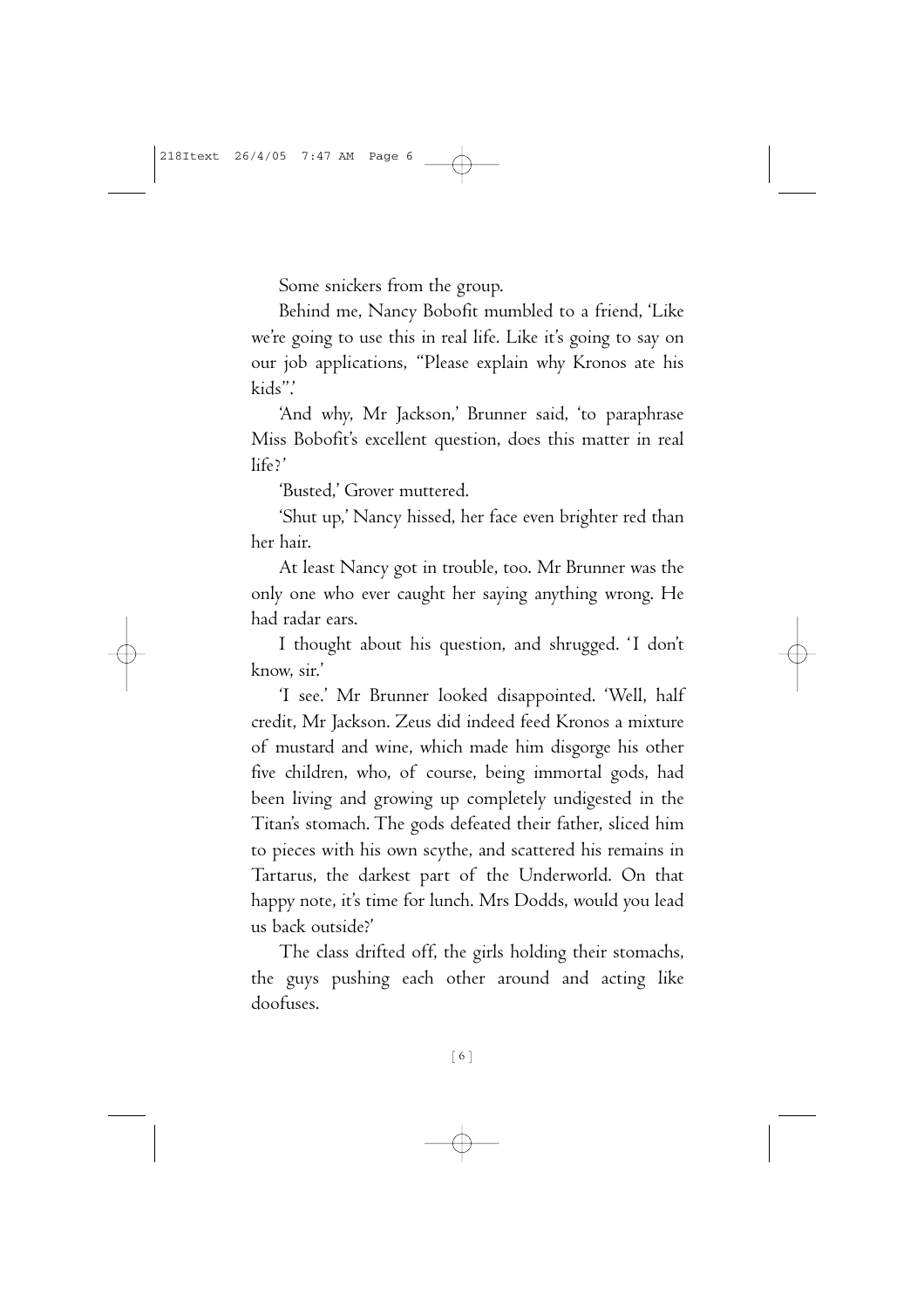Some snickers from the group.

Behind me, Nancy Bobofit mumbled to a friend, 'Like we're going to use this in real life. Like it's going to say on our job applications, "Please explain why Kronos ate his kids".'

'And why, Mr Jackson,' Brunner said, 'to paraphrase Miss Bobofit's excellent question, does this matter in real life?'

'Busted,' Grover muttered.

'Shut up,' Nancy hissed, her face even brighter red than her hair.

At least Nancy got in trouble, too. Mr Brunner was the only one who ever caught her saying anything wrong. He had radar ears.

I thought about his question, and shrugged. 'I don't know, sir.'

'I see.' Mr Brunner looked disappointed. 'Well, half credit, Mr Jackson. Zeus did indeed feed Kronos a mixture of mustard and wine, which made him disgorge his other five children, who, of course, being immortal gods, had been living and growing up completely undigested in the Titan's stomach. The gods defeated their father, sliced him to pieces with his own scythe, and scattered his remains in Tartarus, the darkest part of the Underworld. On that happy note, it's time for lunch. Mrs Dodds, would you lead us back outside?'

The class drifted off, the girls holding their stomachs, the guys pushing each other around and acting like doofuses.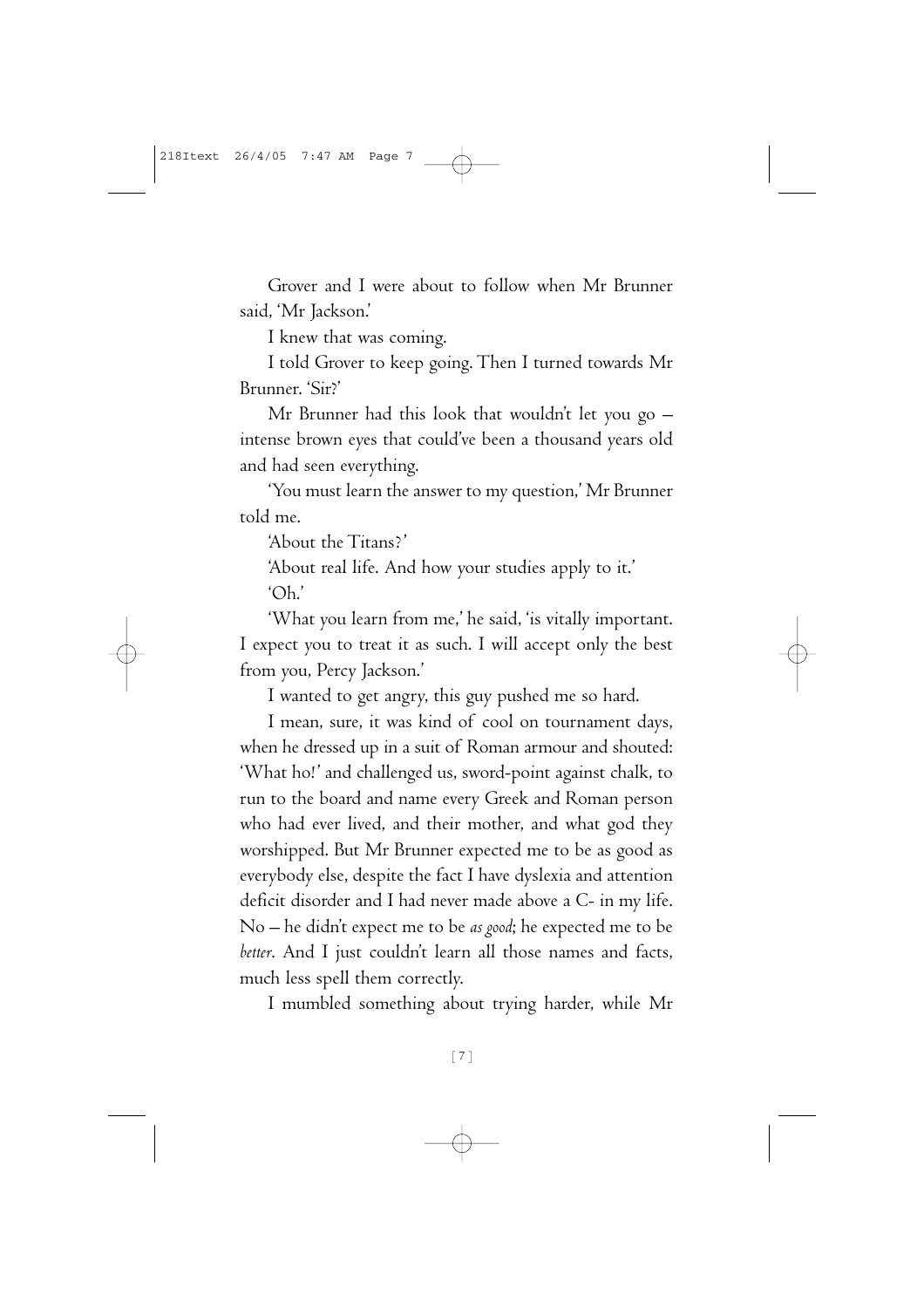Grover and I were about to follow when Mr Brunner said, 'Mr Jackson.'

I knew that was coming.

I told Grover to keep going. Then I turned towards Mr Brunner. 'Sir?'

Mr Brunner had this look that wouldn't let you go – intense brown eyes that could've been a thousand years old and had seen everything.

'You must learn the answer to my question,' Mr Brunner told me.

'About the Titans?'

'About real life. And how your studies apply to it.'

'Oh.'

'What you learn from me,' he said, 'is vitally important. I expect you to treat it as such. I will accept only the best from you, Percy Jackson.'

I wanted to get angry, this guy pushed me so hard.

I mean, sure, it was kind of cool on tournament days, when he dressed up in a suit of Roman armour and shouted: 'What ho!' and challenged us, sword-point against chalk, to run to the board and name every Greek and Roman person who had ever lived, and their mother, and what god they worshipped. But Mr Brunner expected me to be as good as everybody else, despite the fact I have dyslexia and attention deficit disorder and I had never made above a C- in my life. No – he didn't expect me to be *as good*; he expected me to be *better*. And I just couldn't learn all those names and facts, much less spell them correctly.

I mumbled something about trying harder, while Mr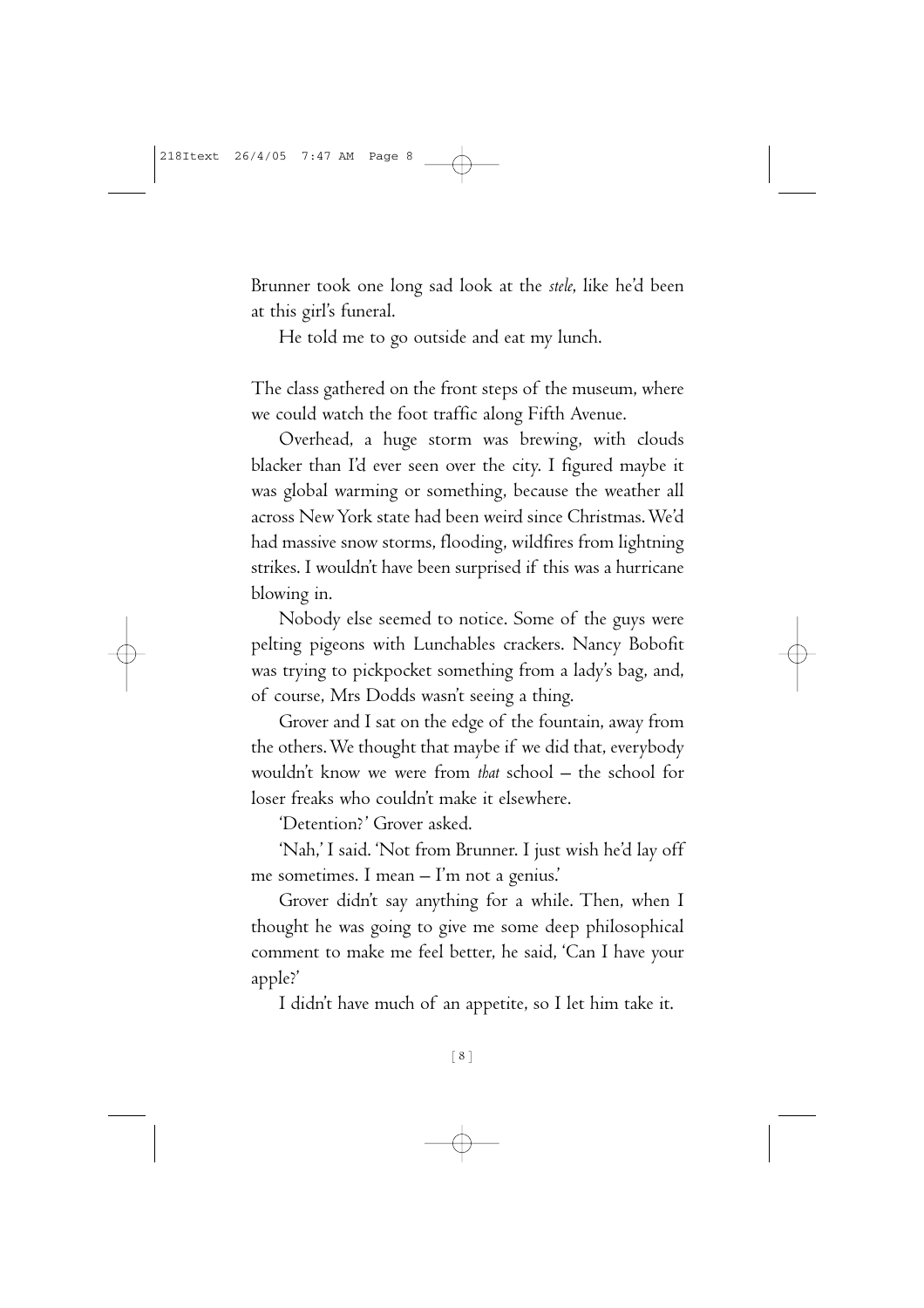Brunner took one long sad look at the *stele*, like he'd been at this girl's funeral.

He told me to go outside and eat my lunch.

The class gathered on the front steps of the museum, where we could watch the foot traffic along Fifth Avenue.

Overhead, a huge storm was brewing, with clouds blacker than I'd ever seen over the city. I figured maybe it was global warming or something, because the weather all across New York state had been weird since Christmas. We'd had massive snow storms, flooding, wildfires from lightning strikes. I wouldn't have been surprised if this was a hurricane blowing in.

Nobody else seemed to notice. Some of the guys were pelting pigeons with Lunchables crackers. Nancy Bobofit was trying to pickpocket something from a lady's bag, and, of course, Mrs Dodds wasn't seeing a thing.

Grover and I sat on the edge of the fountain, away from the others. We thought that maybe if we did that, everybody wouldn't know we were from *that* school – the school for loser freaks who couldn't make it elsewhere.

'Detention?' Grover asked.

'Nah,' I said. 'Not from Brunner. I just wish he'd lay off me sometimes. I mean – I'm not a genius.'

Grover didn't say anything for a while. Then, when I thought he was going to give me some deep philosophical comment to make me feel better, he said, 'Can I have your apple?'

I didn't have much of an appetite, so I let him take it.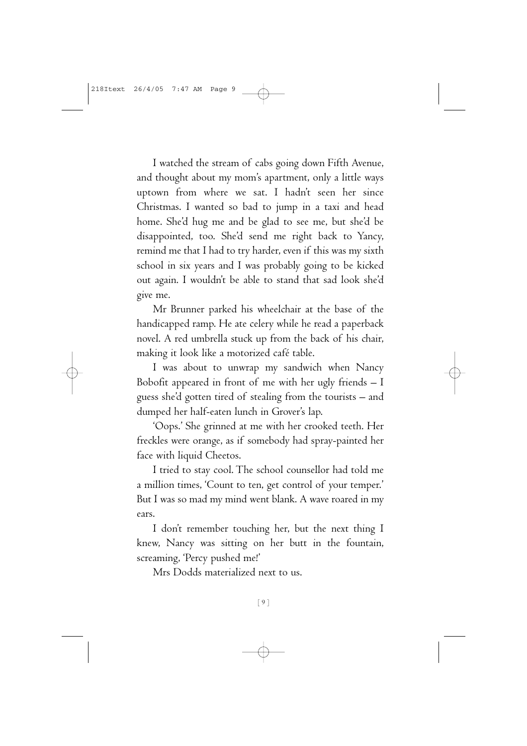I watched the stream of cabs going down Fifth Avenue, and thought about my mom's apartment, only a little ways uptown from where we sat. I hadn't seen her since Christmas. I wanted so bad to jump in a taxi and head home. She'd hug me and be glad to see me, but she'd be disappointed, too. She'd send me right back to Yancy, remind me that I had to try harder, even if this was my sixth school in six years and I was probably going to be kicked out again. I wouldn't be able to stand that sad look she'd give me.

Mr Brunner parked his wheelchair at the base of the handicapped ramp. He ate celery while he read a paperback novel. A red umbrella stuck up from the back of his chair, making it look like a motorized café table.

I was about to unwrap my sandwich when Nancy Bobofit appeared in front of me with her ugly friends – I guess she'd gotten tired of stealing from the tourists – and dumped her half-eaten lunch in Grover's lap.

'Oops.' She grinned at me with her crooked teeth. Her freckles were orange, as if somebody had spray-painted her face with liquid Cheetos.

I tried to stay cool. The school counsellor had told me a million times, 'Count to ten, get control of your temper.' But I was so mad my mind went blank. A wave roared in my ears.

I don't remember touching her, but the next thing I knew, Nancy was sitting on her butt in the fountain, screaming, 'Percy pushed me!'

Mrs Dodds materialized next to us.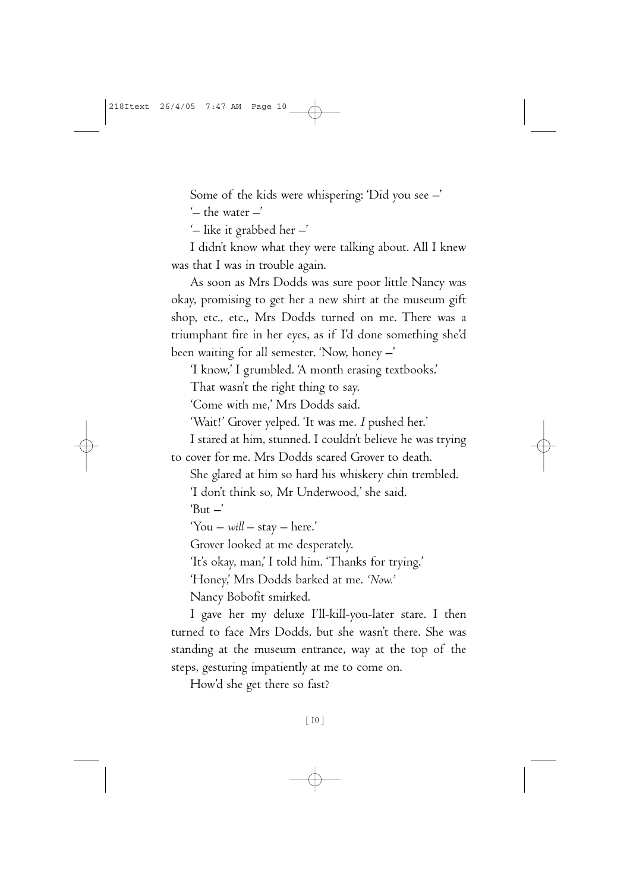Some of the kids were whispering: 'Did you see –'

'– the water –'

'– like it grabbed her –'

I didn't know what they were talking about. All I knew was that I was in trouble again.

As soon as Mrs Dodds was sure poor little Nancy was okay, promising to get her a new shirt at the museum gift shop, etc., etc., Mrs Dodds turned on me. There was a triumphant fire in her eyes, as if I'd done something she'd been waiting for all semester. 'Now, honey –'

'I know,' I grumbled. 'A month erasing textbooks.'

That wasn't the right thing to say.

'Come with me,' Mrs Dodds said.

'Wait!' Grover yelped. 'It was me. *I* pushed her.'

I stared at him, stunned. I couldn't believe he was trying to cover for me. Mrs Dodds scared Grover to death.

She glared at him so hard his whiskery chin trembled.

'I don't think so, Mr Underwood,' she said.

'But –'

'You – *will* – stay – here.'

Grover looked at me desperately.

'It's okay, man,' I told him. 'Thanks for trying.'

'Honey,' Mrs Dodds barked at me. *'Now.'*

Nancy Bobofit smirked.

I gave her my deluxe I'll-kill-you-later stare. I then turned to face Mrs Dodds, but she wasn't there. She was standing at the museum entrance, way at the top of the steps, gesturing impatiently at me to come on.

How'd she get there so fast?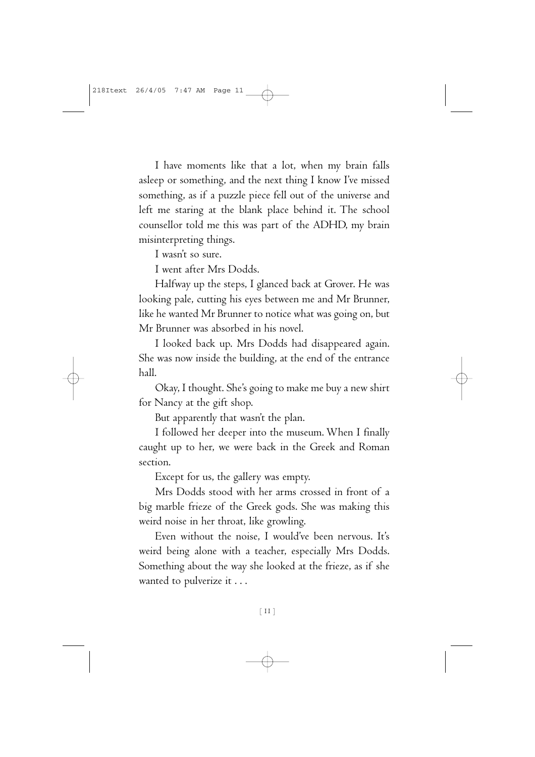I have moments like that a lot, when my brain falls asleep or something, and the next thing I know I've missed something, as if a puzzle piece fell out of the universe and left me staring at the blank place behind it. The school counsellor told me this was part of the ADHD, my brain misinterpreting things.

I wasn't so sure.

I went after Mrs Dodds.

Halfway up the steps, I glanced back at Grover. He was looking pale, cutting his eyes between me and Mr Brunner, like he wanted Mr Brunner to notice what was going on, but Mr Brunner was absorbed in his novel.

I looked back up. Mrs Dodds had disappeared again. She was now inside the building, at the end of the entrance hall.

Okay, I thought. She's going to make me buy a new shirt for Nancy at the gift shop.

But apparently that wasn't the plan.

I followed her deeper into the museum. When I finally caught up to her, we were back in the Greek and Roman section.

Except for us, the gallery was empty.

Mrs Dodds stood with her arms crossed in front of a big marble frieze of the Greek gods. She was making this weird noise in her throat, like growling.

Even without the noise, I would've been nervous. It's weird being alone with a teacher, especially Mrs Dodds. Something about the way she looked at the frieze, as if she wanted to pulverize it . . .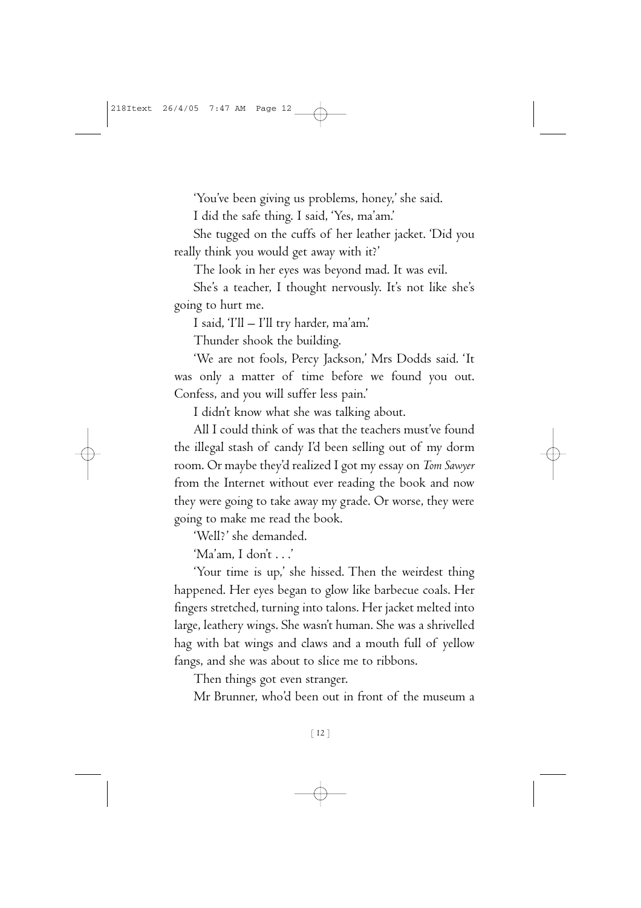'You've been giving us problems, honey,' she said.

I did the safe thing. I said, 'Yes, ma'am.'

She tugged on the cuffs of her leather jacket. 'Did you really think you would get away with it?'

The look in her eyes was beyond mad. It was evil.

She's a teacher, I thought nervously. It's not like she's going to hurt me.

I said, 'I'll – I'll try harder, ma'am.'

Thunder shook the building.

'We are not fools, Percy Jackson,' Mrs Dodds said. 'It was only a matter of time before we found you out. Confess, and you will suffer less pain.'

I didn't know what she was talking about.

All I could think of was that the teachers must've found the illegal stash of candy I'd been selling out of my dorm room. Or maybe they'd realized I got my essay on *Tom Sawyer* from the Internet without ever reading the book and now they were going to take away my grade. Or worse, they were going to make me read the book.

'Well?' she demanded.

'Ma'am, I don't . . .'

'Your time is up,' she hissed. Then the weirdest thing happened. Her eyes began to glow like barbecue coals. Her fingers stretched, turning into talons. Her jacket melted into large, leathery wings. She wasn't human. She was a shrivelled hag with bat wings and claws and a mouth full of yellow fangs, and she was about to slice me to ribbons.

Then things got even stranger.

Mr Brunner, who'd been out in front of the museum a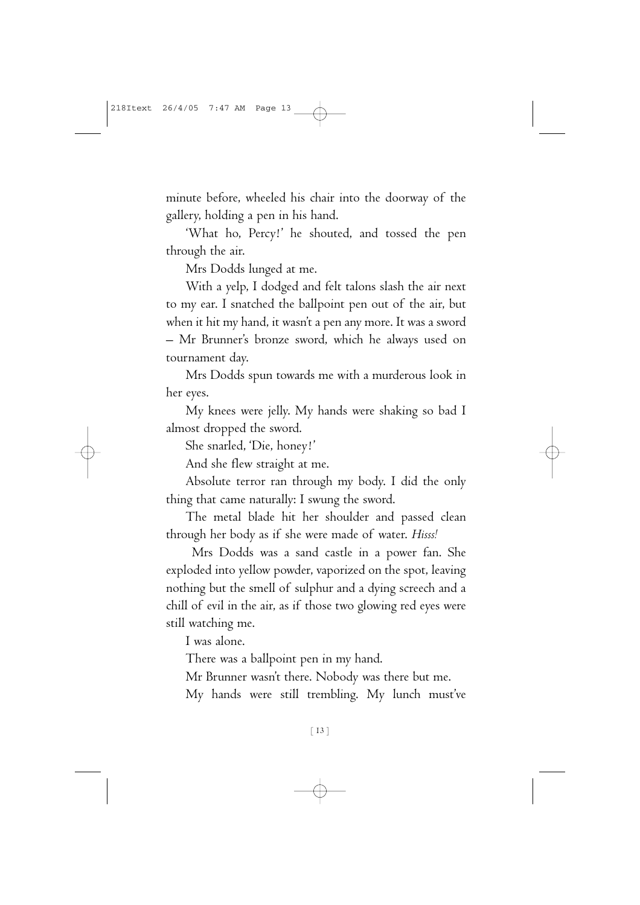minute before, wheeled his chair into the doorway of the gallery, holding a pen in his hand.

'What ho, Percy!' he shouted, and tossed the pen through the air.

Mrs Dodds lunged at me.

With a yelp, I dodged and felt talons slash the air next to my ear. I snatched the ballpoint pen out of the air, but when it hit my hand, it wasn't a pen any more. It was a sword – Mr Brunner's bronze sword, which he always used on tournament day.

Mrs Dodds spun towards me with a murderous look in her eyes.

My knees were jelly. My hands were shaking so bad I almost dropped the sword.

She snarled, 'Die, honey!'

And she flew straight at me.

Absolute terror ran through my body. I did the only thing that came naturally: I swung the sword.

The metal blade hit her shoulder and passed clean through her body as if she were made of water. *Hisss!*

Mrs Dodds was a sand castle in a power fan. She exploded into yellow powder, vaporized on the spot, leaving nothing but the smell of sulphur and a dying screech and a chill of evil in the air, as if those two glowing red eyes were still watching me.

I was alone.

There was a ballpoint pen in my hand.

Mr Brunner wasn't there. Nobody was there but me.

My hands were still trembling. My lunch must've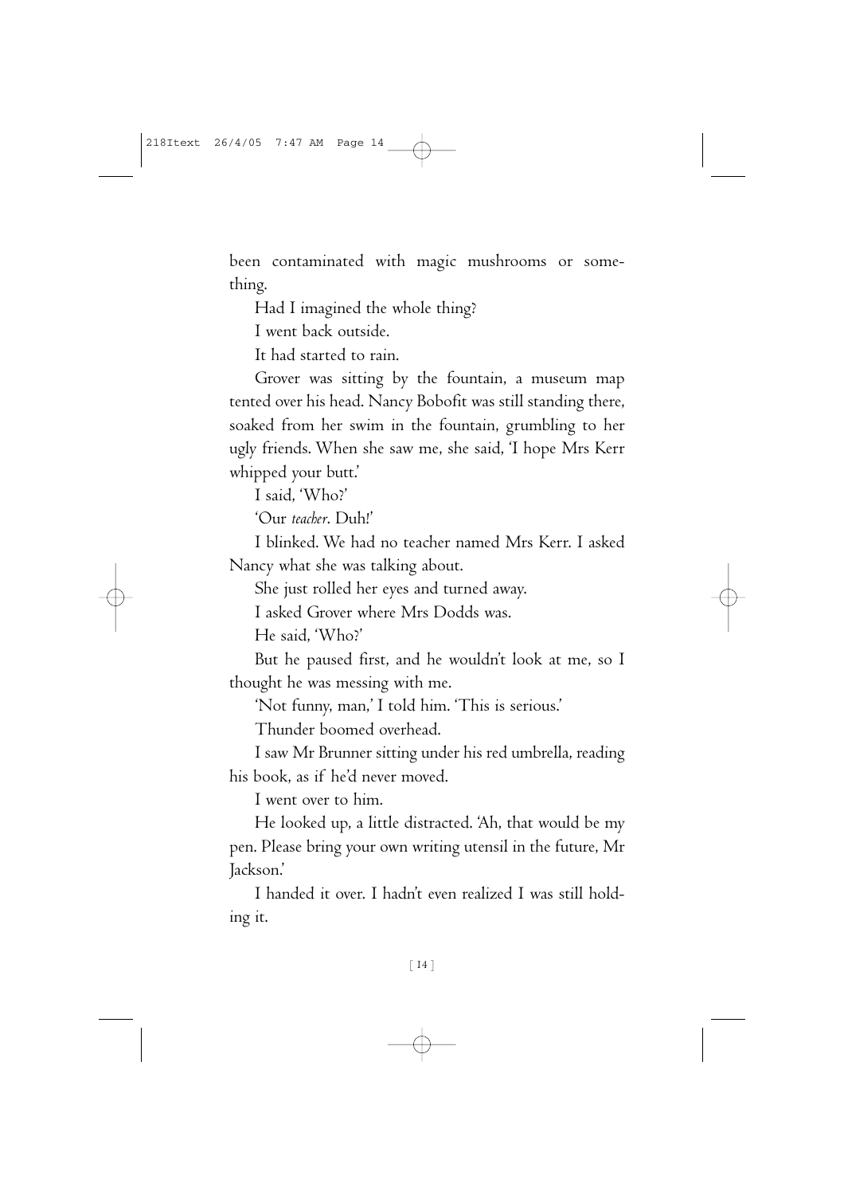been contaminated with magic mushrooms or something.

Had I imagined the whole thing?

I went back outside.

It had started to rain.

Grover was sitting by the fountain, a museum map tented over his head. Nancy Bobofit was still standing there, soaked from her swim in the fountain, grumbling to her ugly friends. When she saw me, she said, 'I hope Mrs Kerr whipped your butt.'

I said, 'Who?'

'Our *teacher*. Duh!'

I blinked. We had no teacher named Mrs Kerr. I asked Nancy what she was talking about.

She just rolled her eyes and turned away.

I asked Grover where Mrs Dodds was.

He said, 'Who?'

But he paused first, and he wouldn't look at me, so I thought he was messing with me.

'Not funny, man,' I told him. 'This is serious.'

Thunder boomed overhead.

I saw Mr Brunner sitting under his red umbrella, reading his book, as if he'd never moved.

I went over to him.

He looked up, a little distracted. 'Ah, that would be my pen. Please bring your own writing utensil in the future, Mr Jackson.'

I handed it over. I hadn't even realized I was still holding it.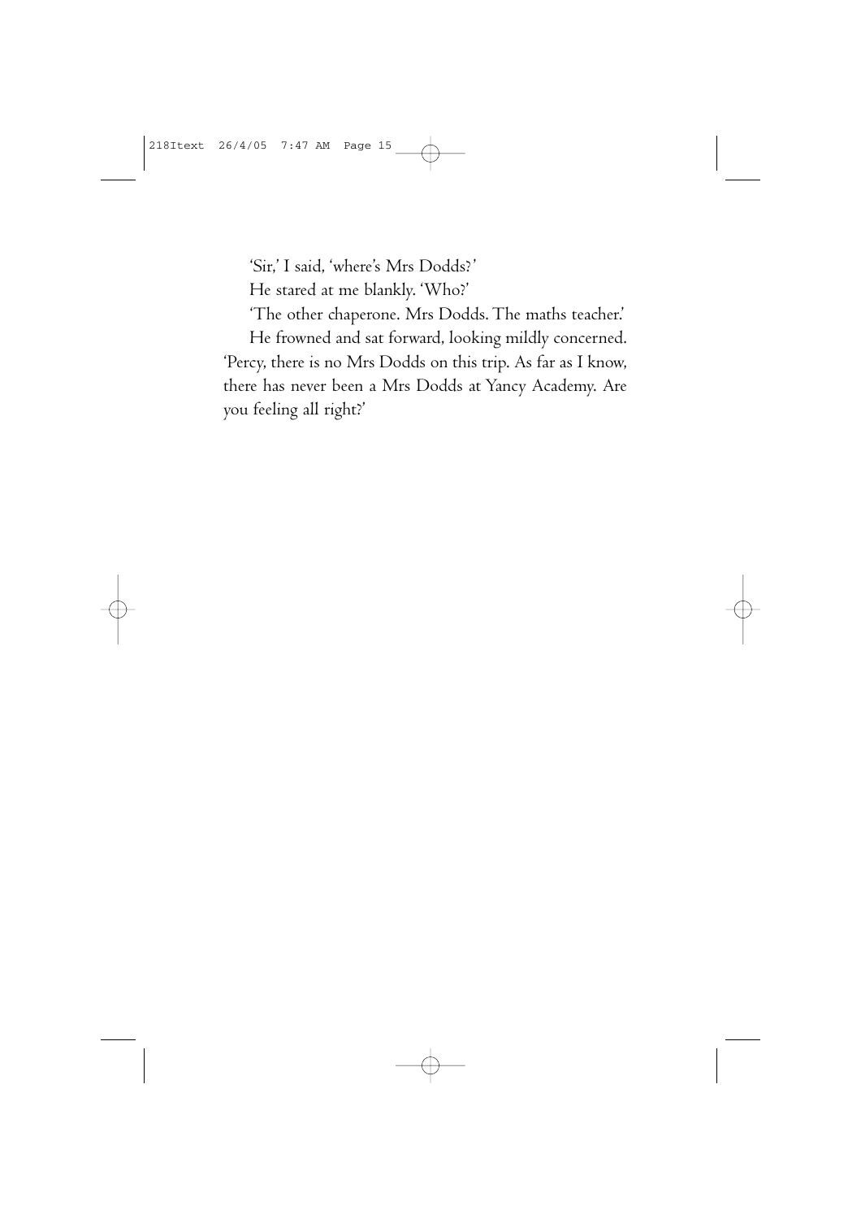'Sir,' I said, 'where's Mrs Dodds?'

He stared at me blankly. 'Who?'

'The other chaperone. Mrs Dodds. The maths teacher.'

He frowned and sat forward, looking mildly concerned. 'Percy, there is no Mrs Dodds on this trip. As far as I know, there has never been a Mrs Dodds at Yancy Academy. Are you feeling all right?'